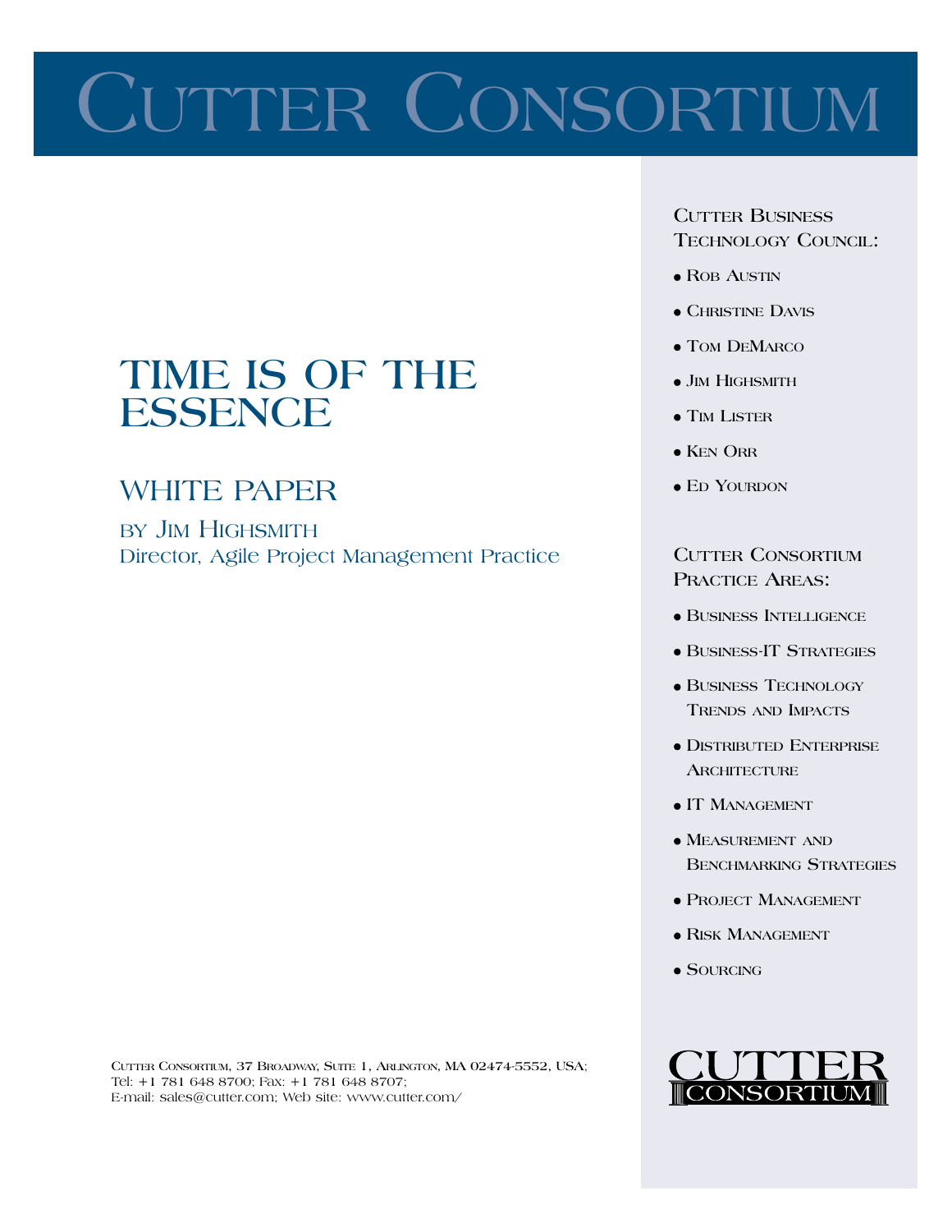# Cutter Consortium

# TIME IS OF THE ESSENCE

## WHITE PAPER

BY JIM HIGHSMITH
Director, Agile Project Management Practice

Cutter Business Technology Council:

- Rob Austin
- Christine Davis
- Tom DeMarco
- Jim Highsmith
- Tim Lister
- Ken Orr
- Ed Yourdon

Cutter Consortium Practice Areas:

- Business Intelligence
- Business-IT Strategies
- Business Technology Trends and Impacts
- Distributed Enterprise Architecture
- IT Management
- Measurement and Benchmarking Strategies
- Project Management
- Risk Management
- Sourcing

Cutter Consortium, 37 Broadway, Suite 1, Arlington, MA 02474-5552, USA;
Tel: +1 781 648 8700; Fax: +1 781 648 8707;
E-mail: sales@cutter.com; Web site: www.cutter.com/

CUTTER CONSORTIUM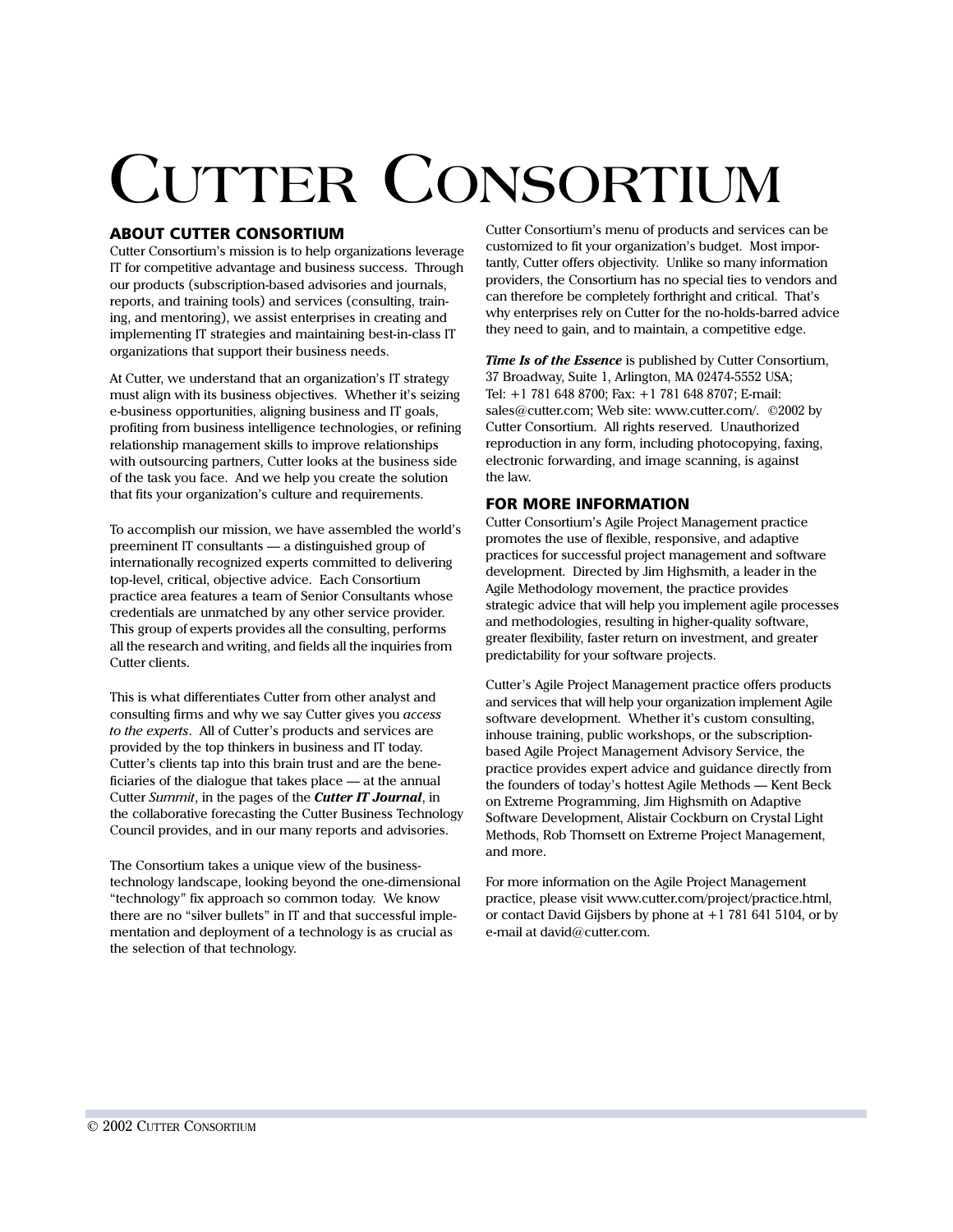# CUTTER CONSORTIUM

## ABOUT CUTTER CONSORTIUM

Cutter Consortium's mission is to help organizations leverage IT for competitive advantage and business success. Through our products (subscription-based advisories and journals, reports, and training tools) and services (consulting, training, and mentoring), we assist enterprises in creating and implementing IT strategies and maintaining best-in-class IT organizations that support their business needs.

At Cutter, we understand that an organization's IT strategy must align with its business objectives. Whether it's seizing e-business opportunities, aligning business and IT goals, profiting from business intelligence technologies, or refining relationship management skills to improve relationships with outsourcing partners, Cutter looks at the business side of the task you face. And we help you create the solution that fits your organization's culture and requirements.

To accomplish our mission, we have assembled the world's preeminent IT consultants — a distinguished group of internationally recognized experts committed to delivering top-level, critical, objective advice. Each Consortium practice area features a team of Senior Consultants whose credentials are unmatched by any other service provider. This group of experts provides all the consulting, performs all the research and writing, and fields all the inquiries from Cutter clients.

This is what differentiates Cutter from other analyst and consulting firms and why we say Cutter gives you *access to the experts*. All of Cutter's products and services are provided by the top thinkers in business and IT today. Cutter's clients tap into this brain trust and are the beneficiaries of the dialogue that takes place — at the annual Cutter *Summit*, in the pages of the ***Cutter IT Journal***, in the collaborative forecasting the Cutter Business Technology Council provides, and in our many reports and advisories.

The Consortium takes a unique view of the business-technology landscape, looking beyond the one-dimensional "technology" fix approach so common today. We know there are no "silver bullets" in IT and that successful implementation and deployment of a technology is as crucial as the selection of that technology.

Cutter Consortium's menu of products and services can be customized to fit your organization's budget. Most importantly, Cutter offers objectivity. Unlike so many information providers, the Consortium has no special ties to vendors and can therefore be completely forthright and critical. That's why enterprises rely on Cutter for the no-holds-barred advice they need to gain, and to maintain, a competitive edge.

***Time Is of the Essence*** is published by Cutter Consortium, 37 Broadway, Suite 1, Arlington, MA 02474-5552 USA; Tel: +1 781 648 8700; Fax: +1 781 648 8707; E-mail: sales@cutter.com; Web site: www.cutter.com/. ©2002 by Cutter Consortium. All rights reserved. Unauthorized reproduction in any form, including photocopying, faxing, electronic forwarding, and image scanning, is against the law.

## FOR MORE INFORMATION

Cutter Consortium's Agile Project Management practice promotes the use of flexible, responsive, and adaptive practices for successful project management and software development. Directed by Jim Highsmith, a leader in the Agile Methodology movement, the practice provides strategic advice that will help you implement agile processes and methodologies, resulting in higher-quality software, greater flexibility, faster return on investment, and greater predictability for your software projects.

Cutter's Agile Project Management practice offers products and services that will help your organization implement Agile software development. Whether it's custom consulting, inhouse training, public workshops, or the subscription-based Agile Project Management Advisory Service, the practice provides expert advice and guidance directly from the founders of today's hottest Agile Methods — Kent Beck on Extreme Programming, Jim Highsmith on Adaptive Software Development, Alistair Cockburn on Crystal Light Methods, Rob Thomsett on Extreme Project Management, and more.

For more information on the Agile Project Management practice, please visit www.cutter.com/project/practice.html, or contact David Gijsbers by phone at +1 781 641 5104, or by e-mail at david@cutter.com.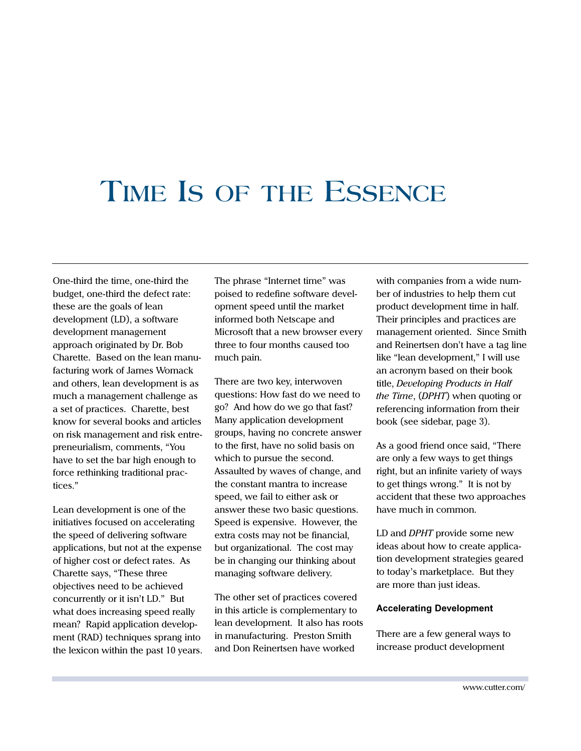# Time Is of the Essence

One-third the time, one-third the budget, one-third the defect rate: these are the goals of lean development (LD), a software development management approach originated by Dr. Bob Charette. Based on the lean manufacturing work of James Womack and others, lean development is as much a management challenge as a set of practices. Charette, best know for several books and articles on risk management and risk entrepreneurialism, comments, "You have to set the bar high enough to force rethinking traditional practices."

Lean development is one of the initiatives focused on accelerating the speed of delivering software applications, but not at the expense of higher cost or defect rates. As Charette says, "These three objectives need to be achieved concurrently or it isn't LD." But what does increasing speed really mean? Rapid application development (RAD) techniques sprang into the lexicon within the past 10 years. The phrase "Internet time" was poised to redefine software development speed until the market informed both Netscape and Microsoft that a new browser every three to four months caused too much pain.

There are two key, interwoven questions: How fast do we need to go? And how do we go that fast? Many application development groups, having no concrete answer to the first, have no solid basis on which to pursue the second. Assaulted by waves of change, and the constant mantra to increase speed, we fail to either ask or answer these two basic questions. Speed is expensive. However, the extra costs may not be financial, but organizational. The cost may be in changing our thinking about managing software delivery.

The other set of practices covered in this article is complementary to lean development. It also has roots in manufacturing. Preston Smith and Don Reinertsen have worked with companies from a wide number of industries to help them cut product development time in half. Their principles and practices are management oriented. Since Smith and Reinertsen don't have a tag line like "lean development," I will use an acronym based on their book title, *Developing Products in Half the Time*, (*DPHT*) when quoting or referencing information from their book (see sidebar, page 3).

As a good friend once said, "There are only a few ways to get things right, but an infinite variety of ways to get things wrong." It is not by accident that these two approaches have much in common.

LD and *DPHT* provide some new ideas about how to create application development strategies geared to today's marketplace. But they are more than just ideas.

### Accelerating Development

There are a few general ways to increase product development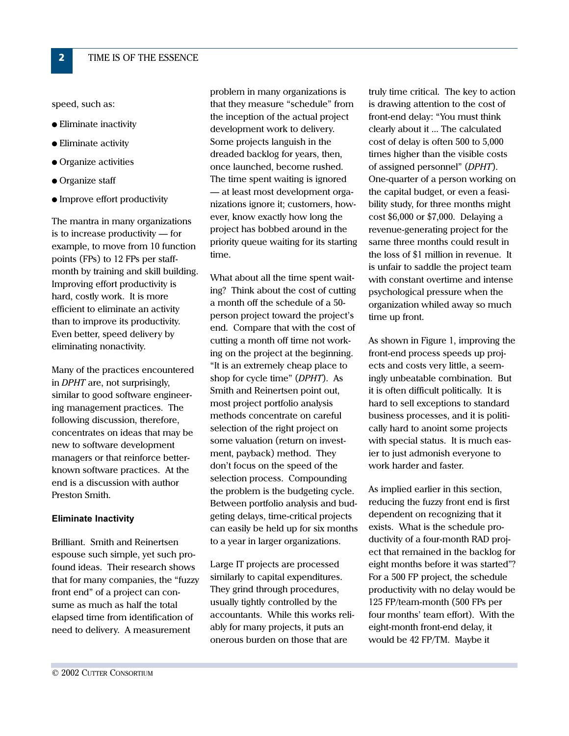speed, such as:

- Eliminate inactivity
- Eliminate activity
- Organize activities
- Organize staff
- Improve effort productivity

The mantra in many organizations is to increase productivity — for example, to move from 10 function points (FPs) to 12 FPs per staff-month by training and skill building. Improving effort productivity is hard, costly work. It is more efficient to eliminate an activity than to improve its productivity. Even better, speed delivery by eliminating nonactivity.

Many of the practices encountered in *DPHT* are, not surprisingly, similar to good software engineering management practices. The following discussion, therefore, concentrates on ideas that may be new to software development managers or that reinforce better-known software practices. At the end is a discussion with author Preston Smith.

#### Eliminate Inactivity

Brilliant. Smith and Reinertsen espouse such simple, yet such profound ideas. Their research shows that for many companies, the "fuzzy front end" of a project can consume as much as half the total elapsed time from identification of need to delivery. A measurement problem in many organizations is that they measure "schedule" from the inception of the actual project development work to delivery. Some projects languish in the dreaded backlog for years, then, once launched, become rushed. The time spent waiting is ignored — at least most development organizations ignore it; customers, however, know exactly how long the project has bobbed around in the priority queue waiting for its starting time.

What about all the time spent waiting? Think about the cost of cutting a month off the schedule of a 50-person project toward the project's end. Compare that with the cost of cutting a month off time not working on the project at the beginning. "It is an extremely cheap place to shop for cycle time" (*DPHT*). As Smith and Reinertsen point out, most project portfolio analysis methods concentrate on careful selection of the right project on some valuation (return on investment, payback) method. They don't focus on the speed of the selection process. Compounding the problem is the budgeting cycle. Between portfolio analysis and budgeting delays, time-critical projects can easily be held up for six months to a year in larger organizations.

Large IT projects are processed similarly to capital expenditures. They grind through procedures, usually tightly controlled by the accountants. While this works reliably for many projects, it puts an onerous burden on those that are truly time critical. The key to action is drawing attention to the cost of front-end delay: "You must think clearly about it ... The calculated cost of delay is often 500 to 5,000 times higher than the visible costs of assigned personnel" (*DPHT*). One-quarter of a person working on the capital budget, or even a feasibility study, for three months might cost $6,000 or $7,000. Delaying a revenue-generating project for the same three months could result in the loss of $1 million in revenue. It is unfair to saddle the project team with constant overtime and intense psychological pressure when the organization whiled away so much time up front.

As shown in Figure 1, improving the front-end process speeds up projects and costs very little, a seemingly unbeatable combination. But it is often difficult politically. It is hard to sell exceptions to standard business processes, and it is politically hard to anoint some projects with special status. It is much easier to just admonish everyone to work harder and faster.

As implied earlier in this section, reducing the fuzzy front end is first dependent on recognizing that it exists. What is the schedule productivity of a four-month RAD project that remained in the backlog for eight months before it was started"? For a 500 FP project, the schedule productivity with no delay would be 125 FP/team-month (500 FPs per four months' team effort). With the eight-month front-end delay, it would be 42 FP/TM. Maybe it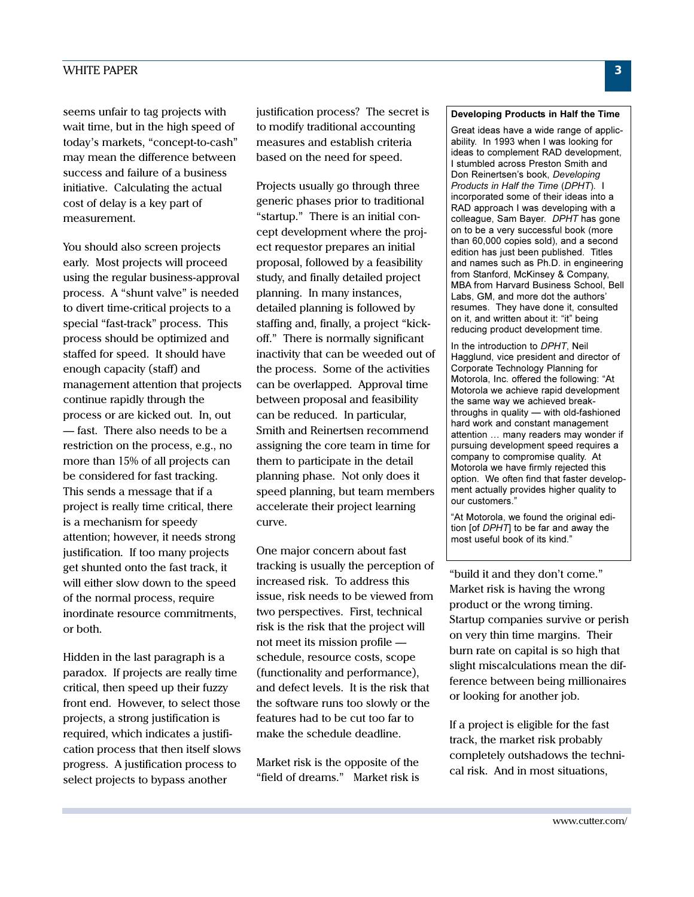seems unfair to tag projects with wait time, but in the high speed of today's markets, "concept-to-cash" may mean the difference between success and failure of a business initiative. Calculating the actual cost of delay is a key part of measurement.

You should also screen projects early. Most projects will proceed using the regular business-approval process. A "shunt valve" is needed to divert time-critical projects to a special "fast-track" process. This process should be optimized and staffed for speed. It should have enough capacity (staff) and management attention that projects continue rapidly through the process or are kicked out. In, out — fast. There also needs to be a restriction on the process, e.g., no more than 15% of all projects can be considered for fast tracking. This sends a message that if a project is really time critical, there is a mechanism for speedy attention; however, it needs strong justification. If too many projects get shunted onto the fast track, it will either slow down to the speed of the normal process, require inordinate resource commitments, or both.

Hidden in the last paragraph is a paradox. If projects are really time critical, then speed up their fuzzy front end. However, to select those projects, a strong justification is required, which indicates a justification process that then itself slows progress. A justification process to select projects to bypass another justification process? The secret is to modify traditional accounting measures and establish criteria based on the need for speed.

Projects usually go through three generic phases prior to traditional "startup." There is an initial concept development where the project requestor prepares an initial proposal, followed by a feasibility study, and finally detailed project planning. In many instances, detailed planning is followed by staffing and, finally, a project "kick-off." There is normally significant inactivity that can be weeded out of the process. Some of the activities can be overlapped. Approval time between proposal and feasibility can be reduced. In particular, Smith and Reinertsen recommend assigning the core team in time for them to participate in the detail planning phase. Not only does it speed planning, but team members accelerate their project learning curve.

One major concern about fast tracking is usually the perception of increased risk. To address this issue, risk needs to be viewed from two perspectives. First, technical risk is the risk that the project will not meet its mission profile — schedule, resource costs, scope (functionality and performance), and defect levels. It is the risk that the software runs too slowly or the features had to be cut too far to make the schedule deadline.

Market risk is the opposite of the "field of dreams." Market risk is "build it and they don't come." Market risk is having the wrong product or the wrong timing. Startup companies survive or perish on very thin time margins. Their burn rate on capital is so high that slight miscalculations mean the difference between being millionaires or looking for another job.

If a project is eligible for the fast track, the market risk probably completely outshadows the technical risk. And in most situations,

> **Developing Products in Half the Time**
>
> Great ideas have a wide range of applicability. In 1993 when I was looking for ideas to complement RAD development, I stumbled across Preston Smith and Don Reinertsen's book, *Developing Products in Half the Time* (*DPHT*). I incorporated some of their ideas into a RAD approach I was developing with a colleague, Sam Bayer. *DPHT* has gone on to be a very successful book (more than 60,000 copies sold), and a second edition has just been published. Titles and names such as Ph.D. in engineering from Stanford, McKinsey & Company, MBA from Harvard Business School, Bell Labs, GM, and more dot the authors' resumes. They have done it, consulted on it, and written about it: "it" being reducing product development time.
>
> In the introduction to *DPHT*, Neil Hagglund, vice president and director of Corporate Technology Planning for Motorola, Inc. offered the following: "At Motorola we achieve rapid development the same way we achieved breakthroughs in quality — with old-fashioned hard work and constant management attention … many readers may wonder if pursuing development speed requires a company to compromise quality. At Motorola we have firmly rejected this option. We often find that faster development actually provides higher quality to our customers."
>
> "At Motorola, we found the original edition [of *DPHT*] to be far and away the most useful book of its kind."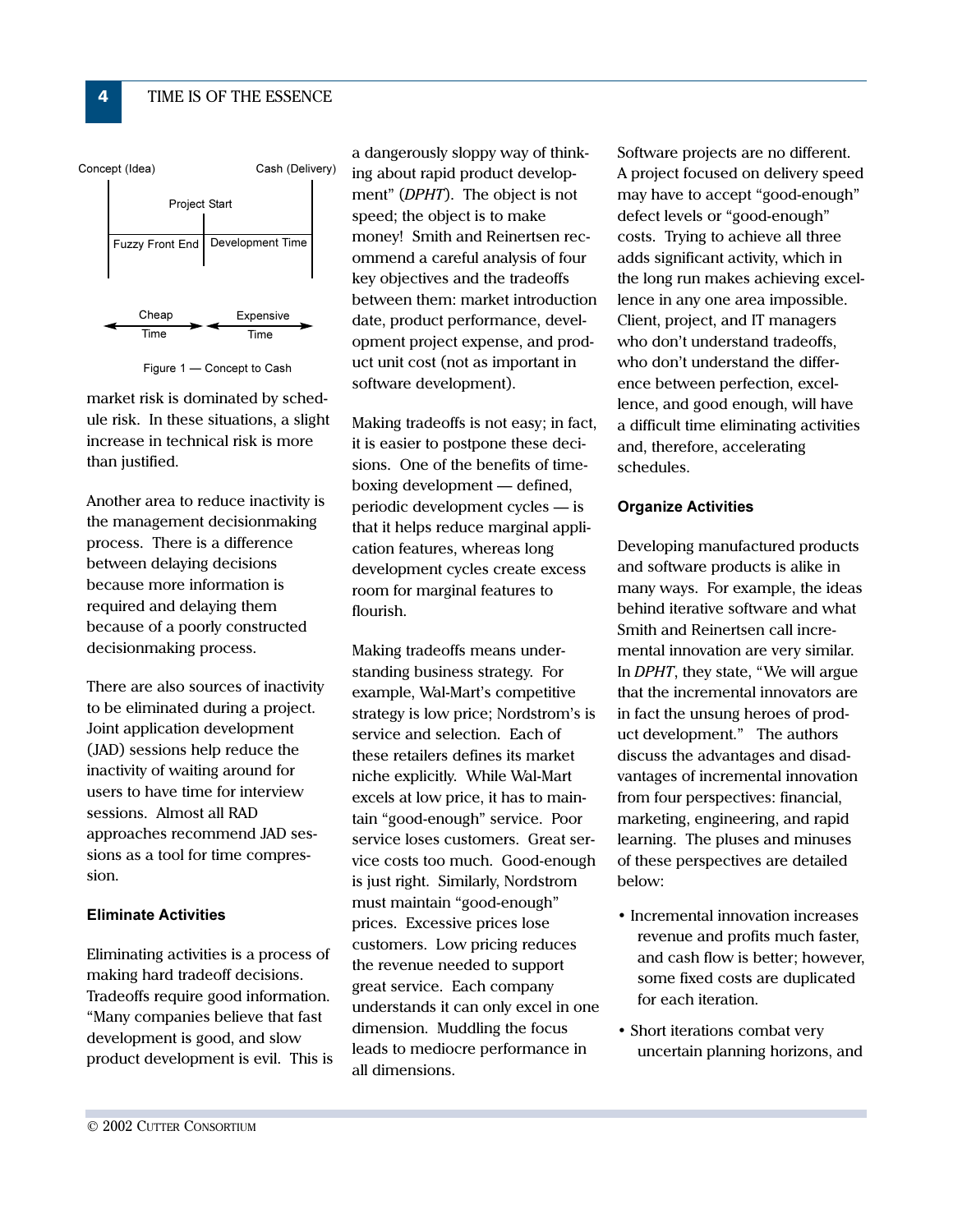Concept (Idea) | Project Start | Cash (Delivery)

Fuzzy Front End | Development Time

Cheap Time | Expensive Time

Figure 1 — Concept to Cash

market risk is dominated by schedule risk. In these situations, a slight increase in technical risk is more than justified.

Another area to reduce inactivity is the management decisionmaking process. There is a difference between delaying decisions because more information is required and delaying them because of a poorly constructed decisionmaking process.

There are also sources of inactivity to be eliminated during a project. Joint application development (JAD) sessions help reduce the inactivity of waiting around for users to have time for interview sessions. Almost all RAD approaches recommend JAD sessions as a tool for time compression.

#### Eliminate Activities

Eliminating activities is a process of making hard tradeoff decisions. Tradeoffs require good information. "Many companies believe that fast development is good, and slow product development is evil. This is a dangerously sloppy way of thinking about rapid product development" (*DPHT*). The object is not speed; the object is to make money! Smith and Reinertsen recommend a careful analysis of four key objectives and the tradeoffs between them: market introduction date, product performance, development project expense, and product unit cost (not as important in software development).

Making tradeoffs is not easy; in fact, it is easier to postpone these decisions. One of the benefits of timeboxing development — defined, periodic development cycles — is that it helps reduce marginal application features, whereas long development cycles create excess room for marginal features to flourish.

Making tradeoffs means understanding business strategy. For example, Wal-Mart's competitive strategy is low price; Nordstrom's is service and selection. Each of these retailers defines its market niche explicitly. While Wal-Mart excels at low price, it has to maintain "good-enough" service. Poor service loses customers. Great service costs too much. Good-enough is just right. Similarly, Nordstrom must maintain "good-enough" prices. Excessive prices lose customers. Low pricing reduces the revenue needed to support great service. Each company understands it can only excel in one dimension. Muddling the focus leads to mediocre performance in all dimensions.

Software projects are no different. A project focused on delivery speed may have to accept "good-enough" defect levels or "good-enough" costs. Trying to achieve all three adds significant activity, which in the long run makes achieving excellence in any one area impossible. Client, project, and IT managers who don't understand tradeoffs, who don't understand the difference between perfection, excellence, and good enough, will have a difficult time eliminating activities and, therefore, accelerating schedules.

#### Organize Activities

Developing manufactured products and software products is alike in many ways. For example, the ideas behind iterative software and what Smith and Reinertsen call incremental innovation are very similar. In *DPHT*, they state, "We will argue that the incremental innovators are in fact the unsung heroes of product development." The authors discuss the advantages and disadvantages of incremental innovation from four perspectives: financial, marketing, engineering, and rapid learning. The pluses and minuses of these perspectives are detailed below:

- Incremental innovation increases revenue and profits much faster, and cash flow is better; however, some fixed costs are duplicated for each iteration.
- Short iterations combat very uncertain planning horizons, and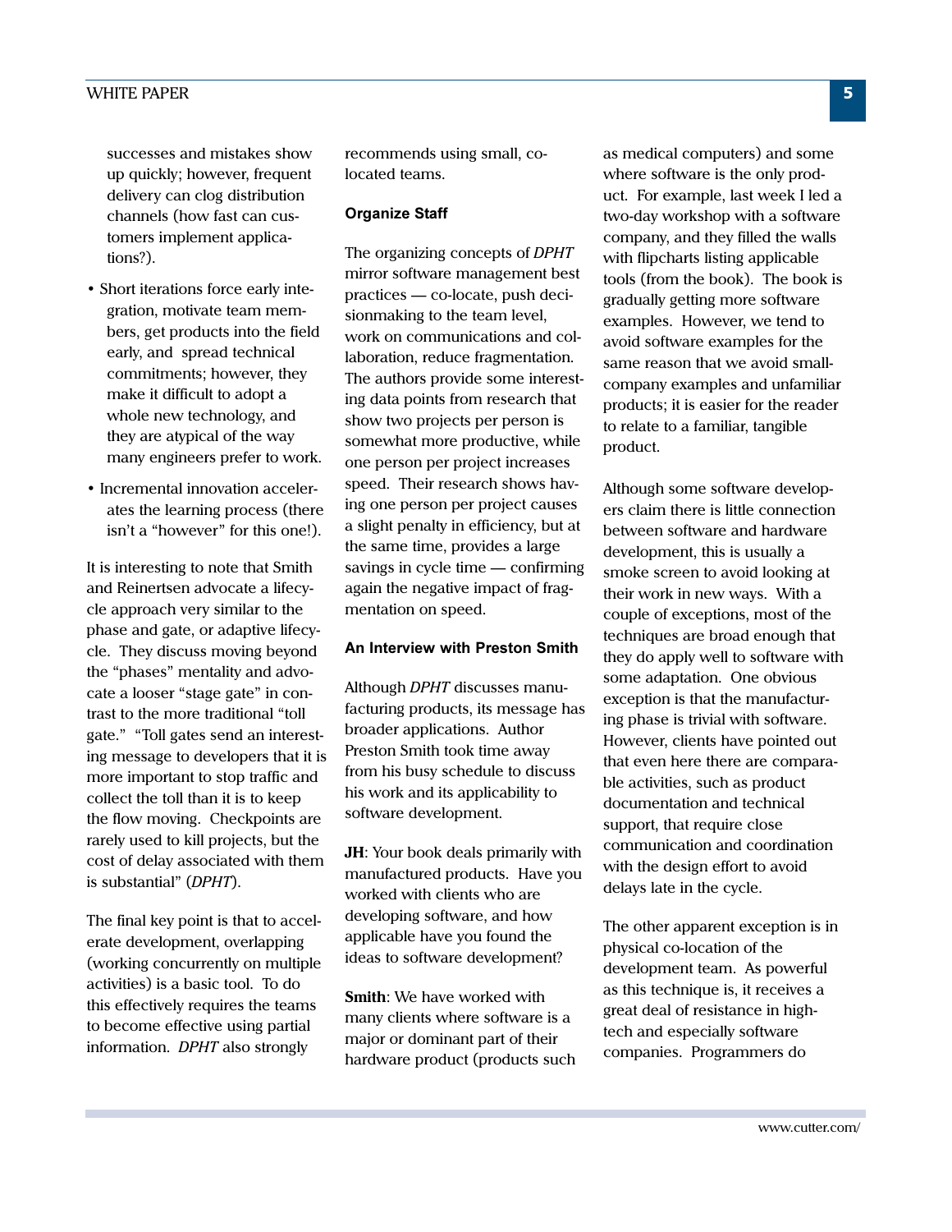successes and mistakes show up quickly; however, frequent delivery can clog distribution channels (how fast can customers implement applications?).

- Short iterations force early integration, motivate team members, get products into the field early, and spread technical commitments; however, they make it difficult to adopt a whole new technology, and they are atypical of the way many engineers prefer to work.
- Incremental innovation accelerates the learning process (there isn't a "however" for this one!).

It is interesting to note that Smith and Reinertsen advocate a lifecycle approach very similar to the phase and gate, or adaptive lifecycle. They discuss moving beyond the "phases" mentality and advocate a looser "stage gate" in contrast to the more traditional "toll gate." "Toll gates send an interesting message to developers that it is more important to stop traffic and collect the toll than it is to keep the flow moving. Checkpoints are rarely used to kill projects, but the cost of delay associated with them is substantial" (*DPHT*).

The final key point is that to accelerate development, overlapping (working concurrently on multiple activities) is a basic tool. To do this effectively requires the teams to become effective using partial information. *DPHT* also strongly recommends using small, co-located teams.

### Organize Staff

The organizing concepts of *DPHT* mirror software management best practices — co-locate, push decisionmaking to the team level, work on communications and collaboration, reduce fragmentation. The authors provide some interesting data points from research that show two projects per person is somewhat more productive, while one person per project increases speed. Their research shows having one person per project causes a slight penalty in efficiency, but at the same time, provides a large savings in cycle time — confirming again the negative impact of fragmentation on speed.

### An Interview with Preston Smith

Although *DPHT* discusses manufacturing products, its message has broader applications. Author Preston Smith took time away from his busy schedule to discuss his work and its applicability to software development.

**JH**: Your book deals primarily with manufactured products. Have you worked with clients who are developing software, and how applicable have you found the ideas to software development?

**Smith**: We have worked with many clients where software is a major or dominant part of their hardware product (products such as medical computers) and some where software is the only product. For example, last week I led a two-day workshop with a software company, and they filled the walls with flipcharts listing applicable tools (from the book). The book is gradually getting more software examples. However, we tend to avoid software examples for the same reason that we avoid small-company examples and unfamiliar products; it is easier for the reader to relate to a familiar, tangible product.

Although some software developers claim there is little connection between software and hardware development, this is usually a smoke screen to avoid looking at their work in new ways. With a couple of exceptions, most of the techniques are broad enough that they do apply well to software with some adaptation. One obvious exception is that the manufacturing phase is trivial with software. However, clients have pointed out that even here there are comparable activities, such as product documentation and technical support, that require close communication and coordination with the design effort to avoid delays late in the cycle.

The other apparent exception is in physical co-location of the development team. As powerful as this technique is, it receives a great deal of resistance in high-tech and especially software companies. Programmers do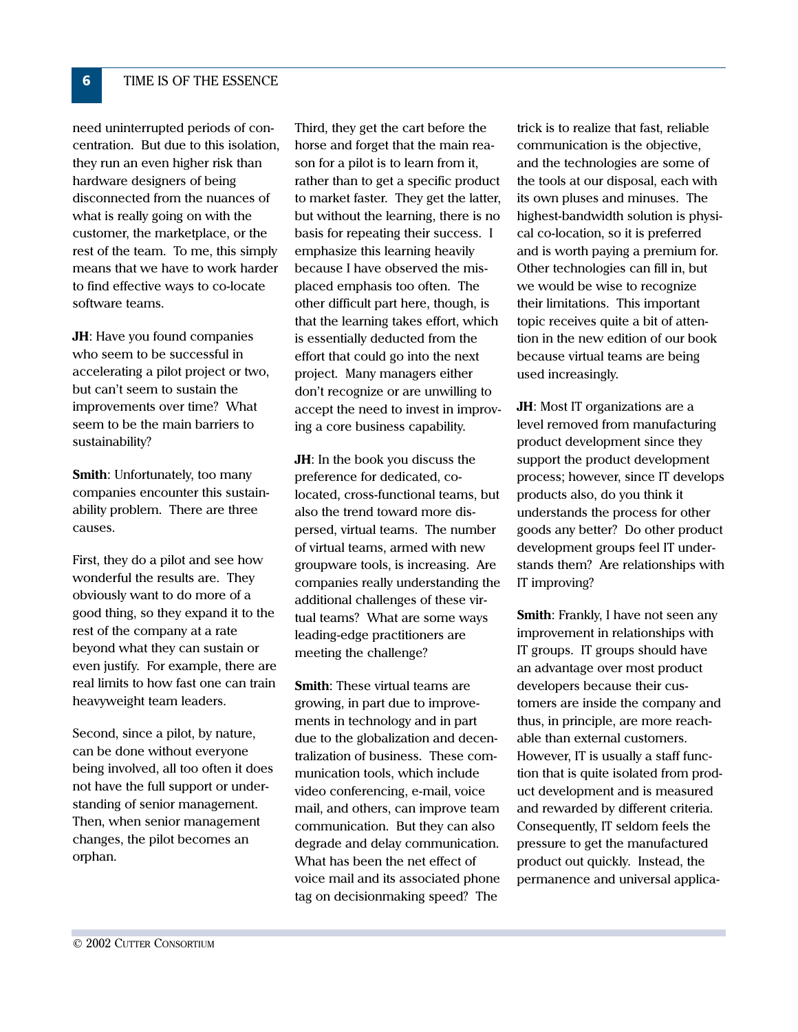need uninterrupted periods of concentration. But due to this isolation, they run an even higher risk than hardware designers of being disconnected from the nuances of what is really going on with the customer, the marketplace, or the rest of the team. To me, this simply means that we have to work harder to find effective ways to co-locate software teams.

**JH**: Have you found companies who seem to be successful in accelerating a pilot project or two, but can't seem to sustain the improvements over time? What seem to be the main barriers to sustainability?

**Smith**: Unfortunately, too many companies encounter this sustainability problem. There are three causes.

First, they do a pilot and see how wonderful the results are. They obviously want to do more of a good thing, so they expand it to the rest of the company at a rate beyond what they can sustain or even justify. For example, there are real limits to how fast one can train heavyweight team leaders.

Second, since a pilot, by nature, can be done without everyone being involved, all too often it does not have the full support or understanding of senior management. Then, when senior management changes, the pilot becomes an orphan.

Third, they get the cart before the horse and forget that the main reason for a pilot is to learn from it, rather than to get a specific product to market faster. They get the latter, but without the learning, there is no basis for repeating their success. I emphasize this learning heavily because I have observed the misplaced emphasis too often. The other difficult part here, though, is that the learning takes effort, which is essentially deducted from the effort that could go into the next project. Many managers either don't recognize or are unwilling to accept the need to invest in improving a core business capability.

**JH**: In the book you discuss the preference for dedicated, co-located, cross-functional teams, but also the trend toward more dispersed, virtual teams. The number of virtual teams, armed with new groupware tools, is increasing. Are companies really understanding the additional challenges of these virtual teams? What are some ways leading-edge practitioners are meeting the challenge?

**Smith**: These virtual teams are growing, in part due to improvements in technology and in part due to the globalization and decentralization of business. These communication tools, which include video conferencing, e-mail, voice mail, and others, can improve team communication. But they can also degrade and delay communication. What has been the net effect of voice mail and its associated phone tag on decisionmaking speed? The trick is to realize that fast, reliable communication is the objective, and the technologies are some of the tools at our disposal, each with its own pluses and minuses. The highest-bandwidth solution is physical co-location, so it is preferred and is worth paying a premium for. Other technologies can fill in, but we would be wise to recognize their limitations. This important topic receives quite a bit of attention in the new edition of our book because virtual teams are being used increasingly.

**JH**: Most IT organizations are a level removed from manufacturing product development since they support the product development process; however, since IT develops products also, do you think it understands the process for other goods any better? Do other product development groups feel IT understands them? Are relationships with IT improving?

**Smith**: Frankly, I have not seen any improvement in relationships with IT groups. IT groups should have an advantage over most product developers because their customers are inside the company and thus, in principle, are more reachable than external customers. However, IT is usually a staff function that is quite isolated from product development and is measured and rewarded by different criteria. Consequently, IT seldom feels the pressure to get the manufactured product out quickly. Instead, the permanence and universal applica-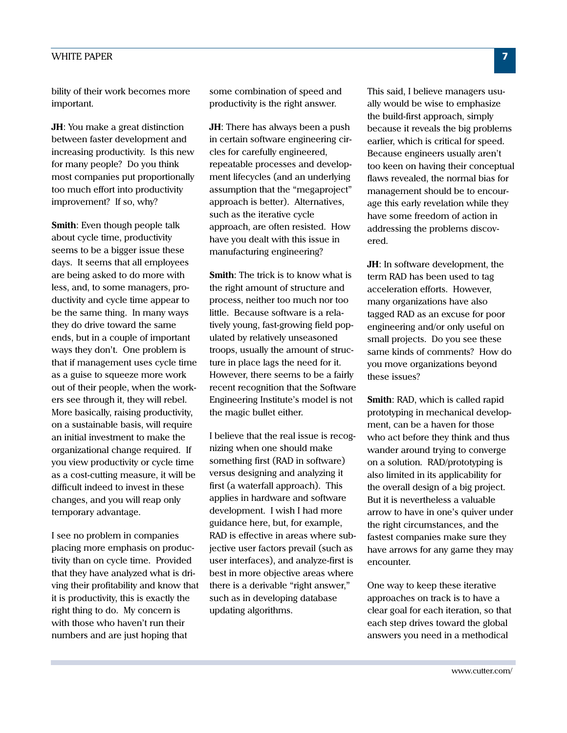bility of their work becomes more important.

**JH**: You make a great distinction between faster development and increasing productivity. Is this new for many people? Do you think most companies put proportionally too much effort into productivity improvement? If so, why?

**Smith**: Even though people talk about cycle time, productivity seems to be a bigger issue these days. It seems that all employees are being asked to do more with less, and, to some managers, productivity and cycle time appear to be the same thing. In many ways they do drive toward the same ends, but in a couple of important ways they don't. One problem is that if management uses cycle time as a guise to squeeze more work out of their people, when the workers see through it, they will rebel. More basically, raising productivity, on a sustainable basis, will require an initial investment to make the organizational change required. If you view productivity or cycle time as a cost-cutting measure, it will be difficult indeed to invest in these changes, and you will reap only temporary advantage.

I see no problem in companies placing more emphasis on productivity than on cycle time. Provided that they have analyzed what is driving their profitability and know that it is productivity, this is exactly the right thing to do. My concern is with those who haven't run their numbers and are just hoping that some combination of speed and productivity is the right answer.

**JH**: There has always been a push in certain software engineering circles for carefully engineered, repeatable processes and development lifecycles (and an underlying assumption that the "megaproject" approach is better). Alternatives, such as the iterative cycle approach, are often resisted. How have you dealt with this issue in manufacturing engineering?

**Smith**: The trick is to know what is the right amount of structure and process, neither too much nor too little. Because software is a relatively young, fast-growing field populated by relatively unseasoned troops, usually the amount of structure in place lags the need for it. However, there seems to be a fairly recent recognition that the Software Engineering Institute's model is not the magic bullet either.

I believe that the real issue is recognizing when one should make something first (RAD in software) versus designing and analyzing it first (a waterfall approach). This applies in hardware and software development. I wish I had more guidance here, but, for example, RAD is effective in areas where subjective user factors prevail (such as user interfaces), and analyze-first is best in more objective areas where there is a derivable "right answer," such as in developing database updating algorithms.

This said, I believe managers usually would be wise to emphasize the build-first approach, simply because it reveals the big problems earlier, which is critical for speed. Because engineers usually aren't too keen on having their conceptual flaws revealed, the normal bias for management should be to encourage this early revelation while they have some freedom of action in addressing the problems discovered.

**JH**: In software development, the term RAD has been used to tag acceleration efforts. However, many organizations have also tagged RAD as an excuse for poor engineering and/or only useful on small projects. Do you see these same kinds of comments? How do you move organizations beyond these issues?

**Smith**: RAD, which is called rapid prototyping in mechanical development, can be a haven for those who act before they think and thus wander around trying to converge on a solution. RAD/prototyping is also limited in its applicability for the overall design of a big project. But it is nevertheless a valuable arrow to have in one's quiver under the right circumstances, and the fastest companies make sure they have arrows for any game they may encounter.

One way to keep these iterative approaches on track is to have a clear goal for each iteration, so that each step drives toward the global answers you need in a methodical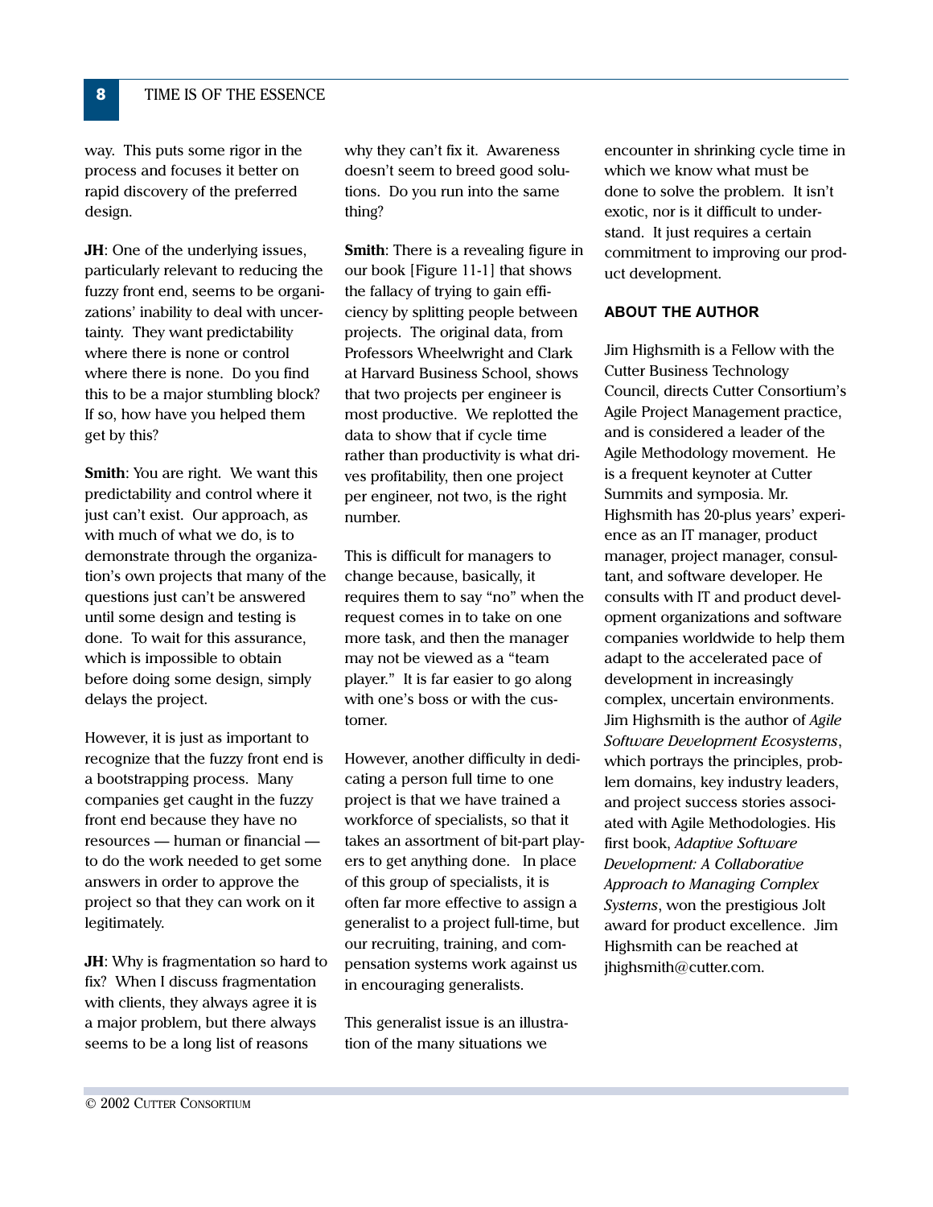way. This puts some rigor in the process and focuses it better on rapid discovery of the preferred design.

**JH**: One of the underlying issues, particularly relevant to reducing the fuzzy front end, seems to be organizations' inability to deal with uncertainty. They want predictability where there is none or control where there is none. Do you find this to be a major stumbling block? If so, how have you helped them get by this?

**Smith**: You are right. We want this predictability and control where it just can't exist. Our approach, as with much of what we do, is to demonstrate through the organization's own projects that many of the questions just can't be answered until some design and testing is done. To wait for this assurance, which is impossible to obtain before doing some design, simply delays the project.

However, it is just as important to recognize that the fuzzy front end is a bootstrapping process. Many companies get caught in the fuzzy front end because they have no resources — human or financial — to do the work needed to get some answers in order to approve the project so that they can work on it legitimately.

**JH**: Why is fragmentation so hard to fix? When I discuss fragmentation with clients, they always agree it is a major problem, but there always seems to be a long list of reasons why they can't fix it. Awareness doesn't seem to breed good solutions. Do you run into the same thing?

**Smith**: There is a revealing figure in our book [Figure 11-1] that shows the fallacy of trying to gain efficiency by splitting people between projects. The original data, from Professors Wheelwright and Clark at Harvard Business School, shows that two projects per engineer is most productive. We replotted the data to show that if cycle time rather than productivity is what drives profitability, then one project per engineer, not two, is the right number.

This is difficult for managers to change because, basically, it requires them to say "no" when the request comes in to take on one more task, and then the manager may not be viewed as a "team player." It is far easier to go along with one's boss or with the customer.

However, another difficulty in dedicating a person full time to one project is that we have trained a workforce of specialists, so that it takes an assortment of bit-part players to get anything done. In place of this group of specialists, it is often far more effective to assign a generalist to a project full-time, but our recruiting, training, and compensation systems work against us in encouraging generalists.

This generalist issue is an illustration of the many situations we encounter in shrinking cycle time in which we know what must be done to solve the problem. It isn't exotic, nor is it difficult to understand. It just requires a certain commitment to improving our product development.

### ABOUT THE AUTHOR

Jim Highsmith is a Fellow with the Cutter Business Technology Council, directs Cutter Consortium's Agile Project Management practice, and is considered a leader of the Agile Methodology movement. He is a frequent keynoter at Cutter Summits and symposia. Mr. Highsmith has 20-plus years' experience as an IT manager, product manager, project manager, consultant, and software developer. He consults with IT and product development organizations and software companies worldwide to help them adapt to the accelerated pace of development in increasingly complex, uncertain environments. Jim Highsmith is the author of *Agile Software Development Ecosystems*, which portrays the principles, problem domains, key industry leaders, and project success stories associated with Agile Methodologies. His first book, *Adaptive Software Development: A Collaborative Approach to Managing Complex Systems*, won the prestigious Jolt award for product excellence. Jim Highsmith can be reached at jhighsmith@cutter.com.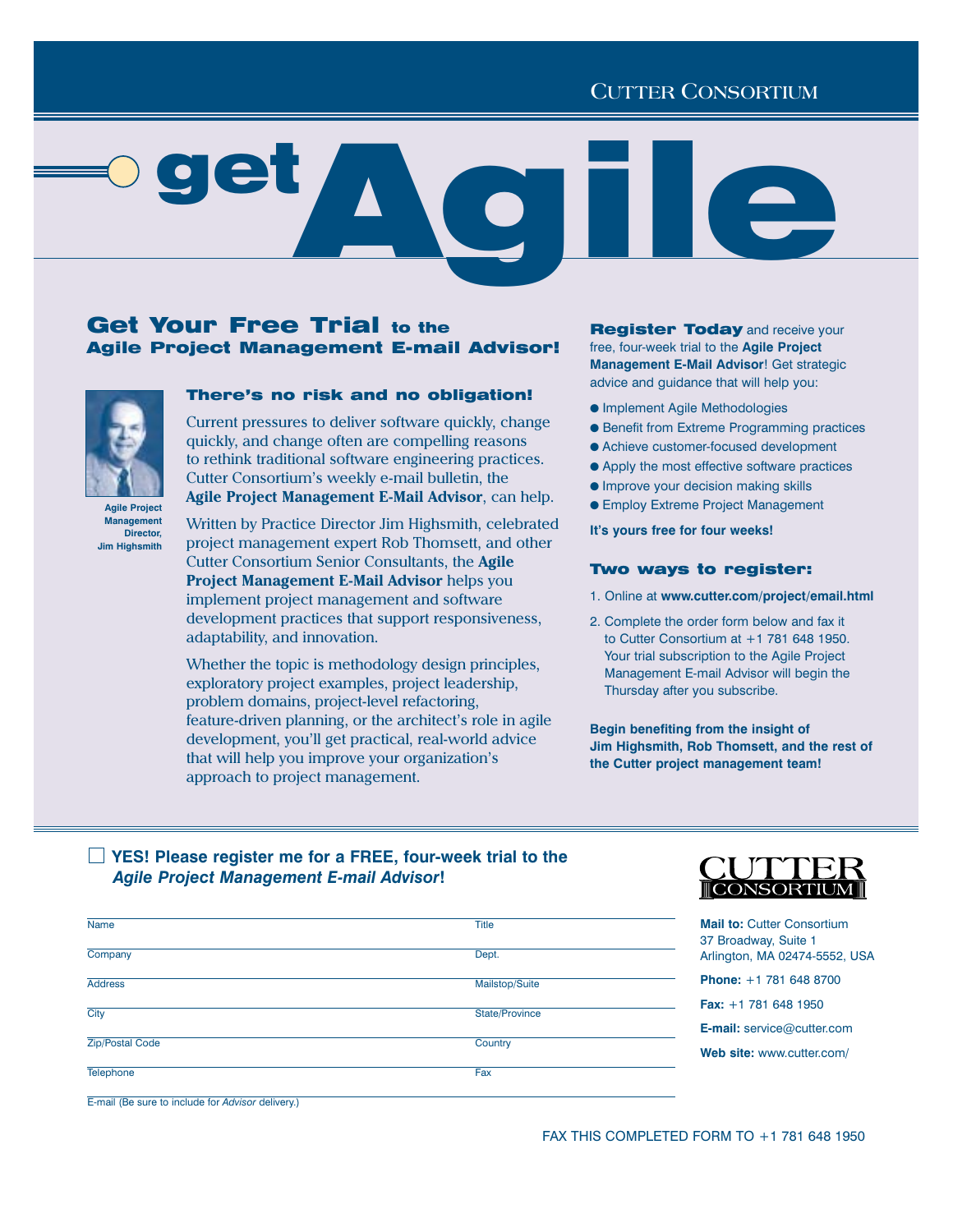CUTTER CONSORTIUM

# get Agile

## Get Your Free Trial to the Agile Project Management E-mail Advisor!

Agile Project Management Director, Jim Highsmith

### There's no risk and no obligation!

Current pressures to deliver software quickly, change quickly, and change often are compelling reasons to rethink traditional software engineering practices. Cutter Consortium's weekly e-mail bulletin, the **Agile Project Management E-Mail Advisor**, can help.

Written by Practice Director Jim Highsmith, celebrated project management expert Rob Thomsett, and other Cutter Consortium Senior Consultants, the **Agile Project Management E-Mail Advisor** helps you implement project management and software development practices that support responsiveness, adaptability, and innovation.

Whether the topic is methodology design principles, exploratory project examples, project leadership, problem domains, project-level refactoring, feature-driven planning, or the architect's role in agile development, you'll get practical, real-world advice that will help you improve your organization's approach to project management.

**Register Today** and receive your free, four-week trial to the **Agile Project Management E-Mail Advisor**! Get strategic advice and guidance that will help you:

- Implement Agile Methodologies
- Benefit from Extreme Programming practices
- Achieve customer-focused development
- Apply the most effective software practices
- Improve your decision making skills
- Employ Extreme Project Management

**It's yours free for four weeks!**

### Two ways to register:

1. Online at **www.cutter.com/project/email.html**
2. Complete the order form below and fax it to Cutter Consortium at +1 781 648 1950. Your trial subscription to the Agile Project Management E-mail Advisor will begin the Thursday after you subscribe.

**Begin benefiting from the insight of Jim Highsmith, Rob Thomsett, and the rest of the Cutter project management team!**

---

☐ **YES! Please register me for a FREE, four-week trial to the *Agile Project Management E-mail Advisor*!**

Name
Title
Company
Dept.
Address
Mailstop/Suite
City
State/Province
Zip/Postal Code
Country
Telephone
Fax
E-mail (Be sure to include for *Advisor* delivery.)

CUTTER CONSORTIUM

**Mail to:** Cutter Consortium
37 Broadway, Suite 1
Arlington, MA 02474-5552, USA

**Phone:** +1 781 648 8700

**Fax:** +1 781 648 1950

**E-mail:** service@cutter.com

**Web site:** www.cutter.com/

FAX THIS COMPLETED FORM TO +1 781 648 1950